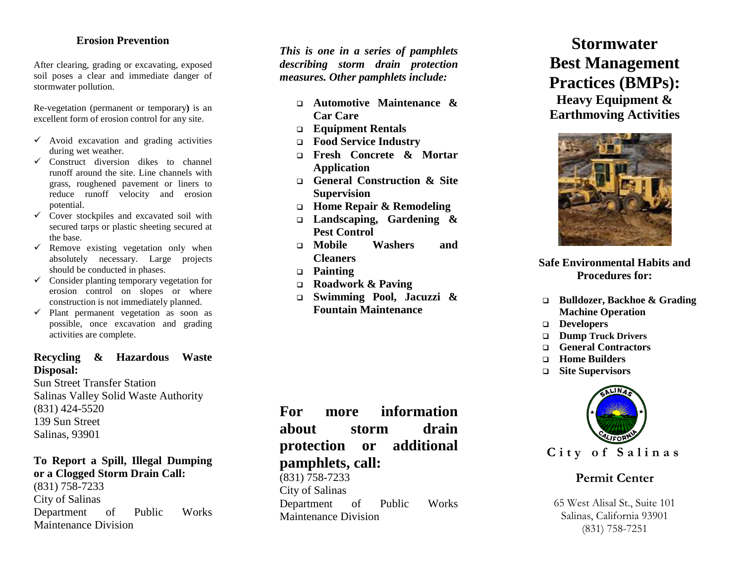## Erosion Prevention

After clearing, grading or excavating, exposed soil poses a clear and immediate danger of stormwater pollution.

Re-vegetation (permanent or temporary) is an excellent form of erosion control for any site.

- ✓ Avoid excavation and grading activities during wet weather.
- ✓ Construct diversion dikes to channel runoff around the site. Line channels with grass, roughened pavement or liners to reduce runoff velocity and erosion potential.
- ✓ Cover stockpiles and excavated soil with secured tarps or plastic sheeting secured at the base.
- ✓ Remove existing vegetation only when absolutely necessary. Large projects should be conducted in phases.
- ✓ Consider planting temporary vegetation for erosion control on slopes or where construction is not immediately planned.
- ✓ Plant permanent vegetation as soon as possible, once excavation and grading activities are complete.

**Recycling & Hazardous Waste Disposal:**

Sun Street Transfer Station
Salinas Valley Solid Waste Authority
(831) 424-5520
139 Sun Street
Salinas, 93901

**To Report a Spill, Illegal Dumping or a Clogged Storm Drain Call:**

(831) 758-7233
City of Salinas
Department of Public Works
Maintenance Division

***This is one in a series of pamphlets describing storm drain protection measures. Other pamphlets include:***

- **Automotive Maintenance & Car Care**
- **Equipment Rentals**
- **Food Service Industry**
- **Fresh Concrete & Mortar Application**
- **General Construction & Site Supervision**
- **Home Repair & Remodeling**
- **Landscaping, Gardening & Pest Control**
- **Mobile Washers and Cleaners**
- **Painting**
- **Roadwork & Paving**
- **Swimming Pool, Jacuzzi & Fountain Maintenance**

**For more information about storm drain protection or additional pamphlets, call:**

(831) 758-7233
City of Salinas
Department of Public Works
Maintenance Division

# Stormwater Best Management Practices (BMPs):

## Heavy Equipment & Earthmoving Activities

**Safe Environmental Habits and Procedures for:**

- **Bulldozer, Backhoe & Grading Machine Operation**
- **Developers**
- **Dump Truck Drivers**
- **General Contractors**
- **Home Builders**
- **Site Supervisors**

City of Salinas

**Permit Center**

65 West Alisal St., Suite 101
Salinas, California 93901
(831) 758-7251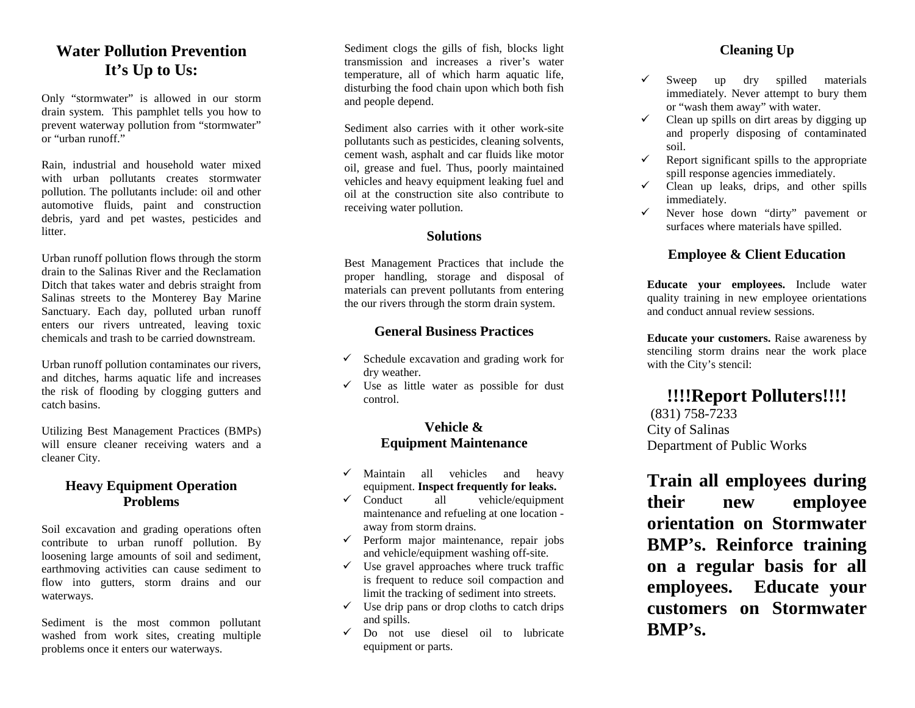## Water Pollution Prevention It's Up to Us:

Only "stormwater" is allowed in our storm drain system. This pamphlet tells you how to prevent waterway pollution from "stormwater" or "urban runoff."

Rain, industrial and household water mixed with urban pollutants creates stormwater pollution. The pollutants include: oil and other automotive fluids, paint and construction debris, yard and pet wastes, pesticides and litter.

Urban runoff pollution flows through the storm drain to the Salinas River and the Reclamation Ditch that takes water and debris straight from Salinas streets to the Monterey Bay Marine Sanctuary. Each day, polluted urban runoff enters our rivers untreated, leaving toxic chemicals and trash to be carried downstream.

Urban runoff pollution contaminates our rivers, and ditches, harms aquatic life and increases the risk of flooding by clogging gutters and catch basins.

Utilizing Best Management Practices (BMPs) will ensure cleaner receiving waters and a cleaner City.

### Heavy Equipment Operation Problems

Soil excavation and grading operations often contribute to urban runoff pollution. By loosening large amounts of soil and sediment, earthmoving activities can cause sediment to flow into gutters, storm drains and our waterways.

Sediment is the most common pollutant washed from work sites, creating multiple problems once it enters our waterways.

Sediment clogs the gills of fish, blocks light transmission and increases a river's water temperature, all of which harm aquatic life, disturbing the food chain upon which both fish and people depend.

Sediment also carries with it other work-site pollutants such as pesticides, cleaning solvents, cement wash, asphalt and car fluids like motor oil, grease and fuel. Thus, poorly maintained vehicles and heavy equipment leaking fuel and oil at the construction site also contribute to receiving water pollution.

### Solutions

Best Management Practices that include the proper handling, storage and disposal of materials can prevent pollutants from entering the our rivers through the storm drain system.

### General Business Practices

- ✓ Schedule excavation and grading work for dry weather.
- ✓ Use as little water as possible for dust control.

### Vehicle & Equipment Maintenance

- ✓ Maintain all vehicles and heavy equipment. **Inspect frequently for leaks.**
- ✓ Conduct all vehicle/equipment maintenance and refueling at one location - away from storm drains.
- ✓ Perform major maintenance, repair jobs and vehicle/equipment washing off-site.
- ✓ Use gravel approaches where truck traffic is frequent to reduce soil compaction and limit the tracking of sediment into streets.
- ✓ Use drip pans or drop cloths to catch drips and spills.
- ✓ Do not use diesel oil to lubricate equipment or parts.

### Cleaning Up

- ✓ Sweep up dry spilled materials immediately. Never attempt to bury them or "wash them away" with water.
- ✓ Clean up spills on dirt areas by digging up and properly disposing of contaminated soil.
- ✓ Report significant spills to the appropriate spill response agencies immediately.
- ✓ Clean up leaks, drips, and other spills immediately.
- ✓ Never hose down "dirty" pavement or surfaces where materials have spilled.

### Employee & Client Education

**Educate your employees.** Include water quality training in new employee orientations and conduct annual review sessions.

**Educate your customers.** Raise awareness by stenciling storm drains near the work place with the City's stencil:

## !!!!Report Polluters!!!!

(831) 758-7233
City of Salinas
Department of Public Works

**Train all employees during their new employee orientation on Stormwater BMP's. Reinforce training on a regular basis for all employees. Educate your customers on Stormwater BMP's.**